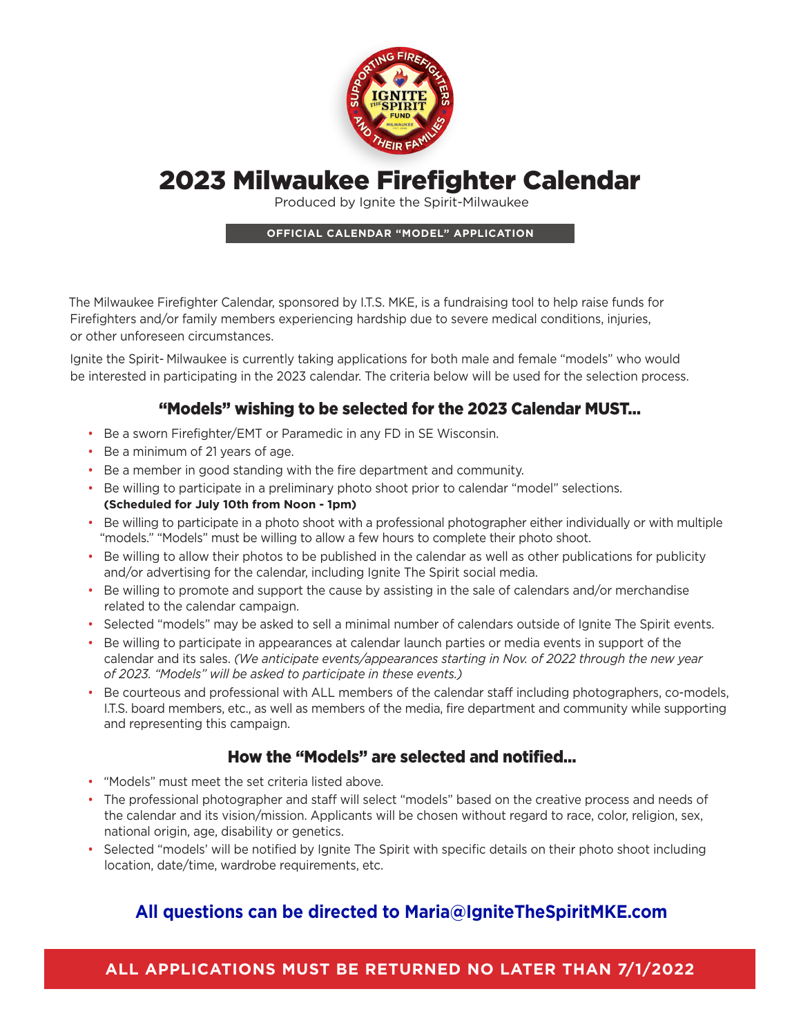# 2023 Milwaukee Firefighter Calendar

Produced by Ignite the Spirit-Milwaukee

**OFFICIAL CALENDAR "MODEL" APPLICATION**

The Milwaukee Firefighter Calendar, sponsored by I.T.S. MKE, is a fundraising tool to help raise funds for Firefighters and/or family members experiencing hardship due to severe medical conditions, injuries, or other unforeseen circumstances.

Ignite the Spirit- Milwaukee is currently taking applications for both male and female "models" who would be interested in participating in the 2023 calendar. The criteria below will be used for the selection process.

## "Models" wishing to be selected for the 2023 Calendar MUST...

- Be a sworn Firefighter/EMT or Paramedic in any FD in SE Wisconsin.
- Be a minimum of 21 years of age.
- Be a member in good standing with the fire department and community.
- Be willing to participate in a preliminary photo shoot prior to calendar "model" selections. **(Scheduled for July 10th from Noon - 1pm)**
- Be willing to participate in a photo shoot with a professional photographer either individually or with multiple "models." "Models" must be willing to allow a few hours to complete their photo shoot.
- Be willing to allow their photos to be published in the calendar as well as other publications for publicity and/or advertising for the calendar, including Ignite The Spirit social media.
- Be willing to promote and support the cause by assisting in the sale of calendars and/or merchandise related to the calendar campaign.
- Selected "models" may be asked to sell a minimal number of calendars outside of Ignite The Spirit events.
- Be willing to participate in appearances at calendar launch parties or media events in support of the calendar and its sales. *(We anticipate events/appearances starting in Nov. of 2022 through the new year of 2023. "Models" will be asked to participate in these events.)*
- Be courteous and professional with ALL members of the calendar staff including photographers, co-models, I.T.S. board members, etc., as well as members of the media, fire department and community while supporting and representing this campaign.

## How the "Models" are selected and notified...

- "Models" must meet the set criteria listed above.
- The professional photographer and staff will select "models" based on the creative process and needs of the calendar and its vision/mission. Applicants will be chosen without regard to race, color, religion, sex, national origin, age, disability or genetics.
- Selected "models' will be notified by Ignite The Spirit with specific details on their photo shoot including location, date/time, wardrobe requirements, etc.

**All questions can be directed to Maria@IgniteTheSpiritMKE.com**

**ALL APPLICATIONS MUST BE RETURNED NO LATER THAN 7/1/2022**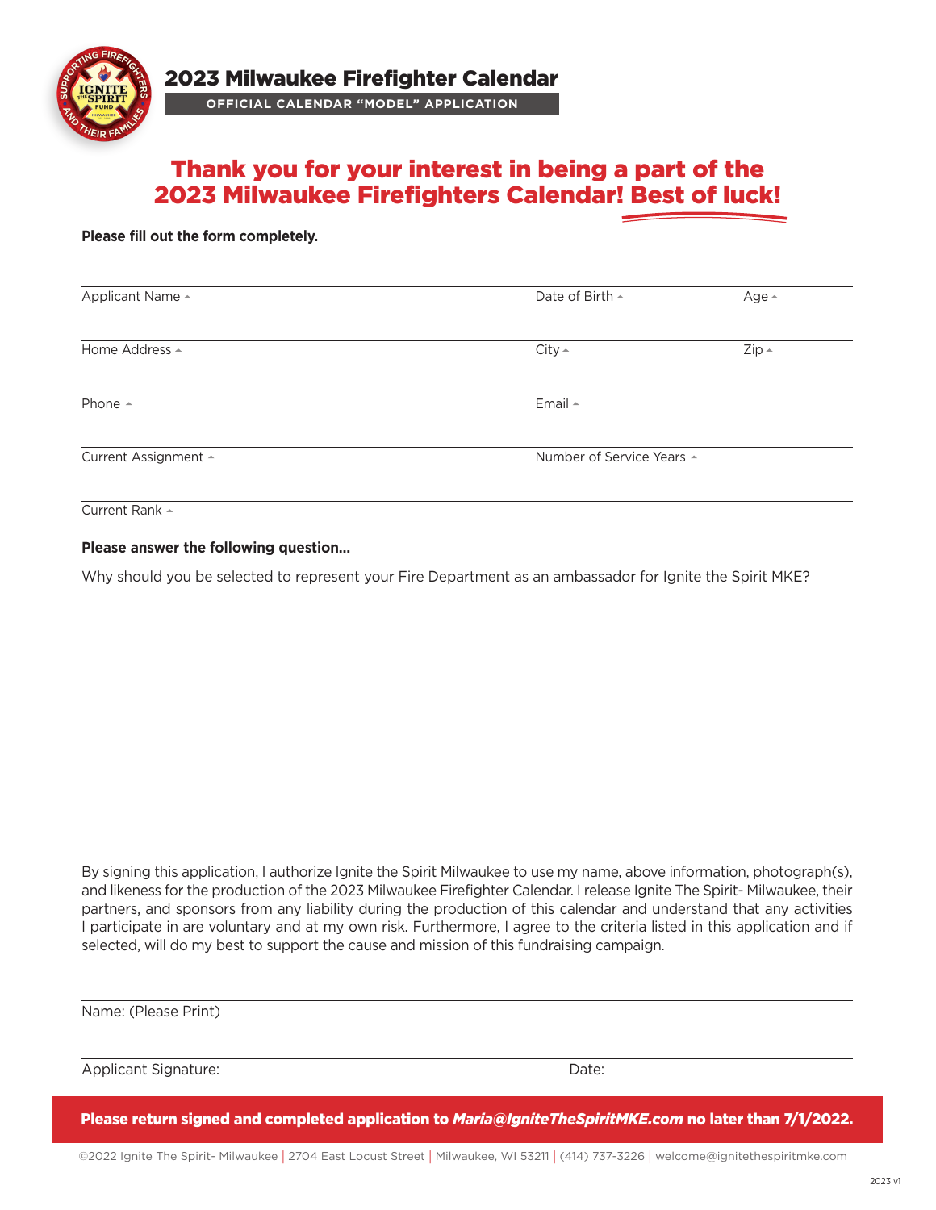# 2023 Milwaukee Firefighter Calendar

**OFFICIAL CALENDAR "MODEL" APPLICATION**

## Thank you for your interest in being a part of the 2023 Milwaukee Firefighters Calendar! Best of luck!

**Please fill out the form completely.**

Applicant Name ▲ | Date of Birth ▲ | Age ▲

Home Address ▲ | City ▲ | Zip ▲

Phone ▲ | Email ▲

Current Assignment ▲ | Number of Service Years ▲

Current Rank ▲

**Please answer the following question...**

Why should you be selected to represent your Fire Department as an ambassador for Ignite the Spirit MKE?

By signing this application, I authorize Ignite the Spirit Milwaukee to use my name, above information, photograph(s), and likeness for the production of the 2023 Milwaukee Firefighter Calendar. I release Ignite The Spirit- Milwaukee, their partners, and sponsors from any liability during the production of this calendar and understand that any activities I participate in are voluntary and at my own risk. Furthermore, I agree to the criteria listed in this application and if selected, will do my best to support the cause and mission of this fundraising campaign.

Name: (Please Print)

Applicant Signature: | Date:

**Please return signed and completed application to *Maria@IgniteTheSpiritMKE.com* no later than 7/1/2022.**

©2022 Ignite The Spirit- Milwaukee | 2704 East Locust Street | Milwaukee, WI 53211 | (414) 737-3226 | welcome@ignitethespiritmke.com

2023 v1